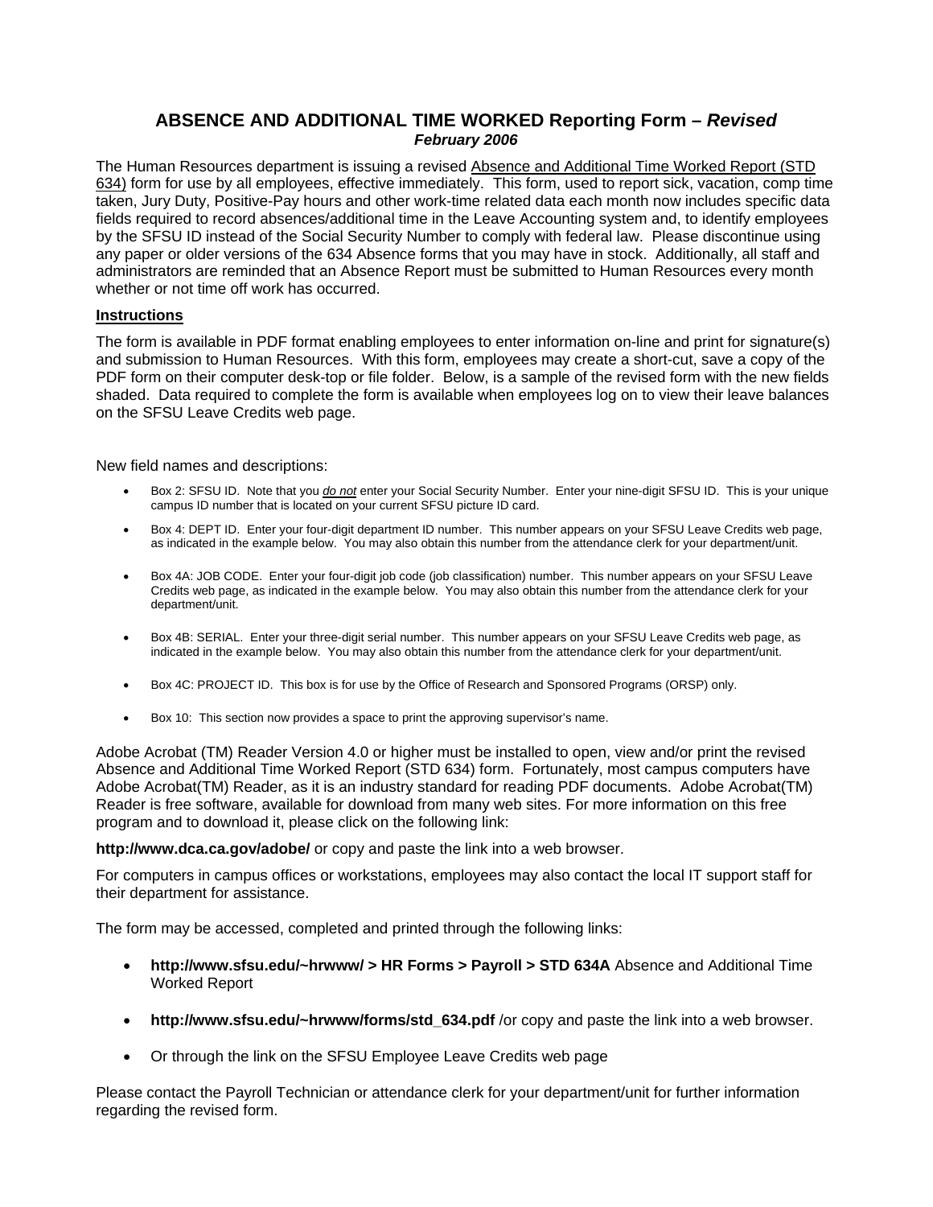# ABSENCE AND ADDITIONAL TIME WORKED Reporting Form – *Revised*

***February 2006***

The Human Resources department is issuing a revised Absence and Additional Time Worked Report (STD 634) form for use by all employees, effective immediately. This form, used to report sick, vacation, comp time taken, Jury Duty, Positive-Pay hours and other work-time related data each month now includes specific data fields required to record absences/additional time in the Leave Accounting system and, to identify employees by the SFSU ID instead of the Social Security Number to comply with federal law. Please discontinue using any paper or older versions of the 634 Absence forms that you may have in stock. Additionally, all staff and administrators are reminded that an Absence Report must be submitted to Human Resources every month whether or not time off work has occurred.

## Instructions

The form is available in PDF format enabling employees to enter information on-line and print for signature(s) and submission to Human Resources. With this form, employees may create a short-cut, save a copy of the PDF form on their computer desk-top or file folder. Below, is a sample of the revised form with the new fields shaded. Data required to complete the form is available when employees log on to view their leave balances on the SFSU Leave Credits web page.

New field names and descriptions:

- Box 2: SFSU ID. Note that you ***do not*** enter your Social Security Number. Enter your nine-digit SFSU ID. This is your unique campus ID number that is located on your current SFSU picture ID card.
- Box 4: DEPT ID. Enter your four-digit department ID number. This number appears on your SFSU Leave Credits web page, as indicated in the example below. You may also obtain this number from the attendance clerk for your department/unit.
- Box 4A: JOB CODE. Enter your four-digit job code (job classification) number. This number appears on your SFSU Leave Credits web page, as indicated in the example below. You may also obtain this number from the attendance clerk for your department/unit.
- Box 4B: SERIAL. Enter your three-digit serial number. This number appears on your SFSU Leave Credits web page, as indicated in the example below. You may also obtain this number from the attendance clerk for your department/unit.
- Box 4C: PROJECT ID. This box is for use by the Office of Research and Sponsored Programs (ORSP) only.
- Box 10: This section now provides a space to print the approving supervisor's name.

Adobe Acrobat (TM) Reader Version 4.0 or higher must be installed to open, view and/or print the revised Absence and Additional Time Worked Report (STD 634) form. Fortunately, most campus computers have Adobe Acrobat(TM) Reader, as it is an industry standard for reading PDF documents. Adobe Acrobat(TM) Reader is free software, available for download from many web sites. For more information on this free program and to download it, please click on the following link:

**http://www.dca.ca.gov/adobe/** or copy and paste the link into a web browser.

For computers in campus offices or workstations, employees may also contact the local IT support staff for their department for assistance.

The form may be accessed, completed and printed through the following links:

- **http://www.sfsu.edu/~hrwww/ > HR Forms > Payroll > STD 634A** Absence and Additional Time Worked Report
- **http://www.sfsu.edu/~hrwww/forms/std_634.pdf** /or copy and paste the link into a web browser.
- Or through the link on the SFSU Employee Leave Credits web page

Please contact the Payroll Technician or attendance clerk for your department/unit for further information regarding the revised form.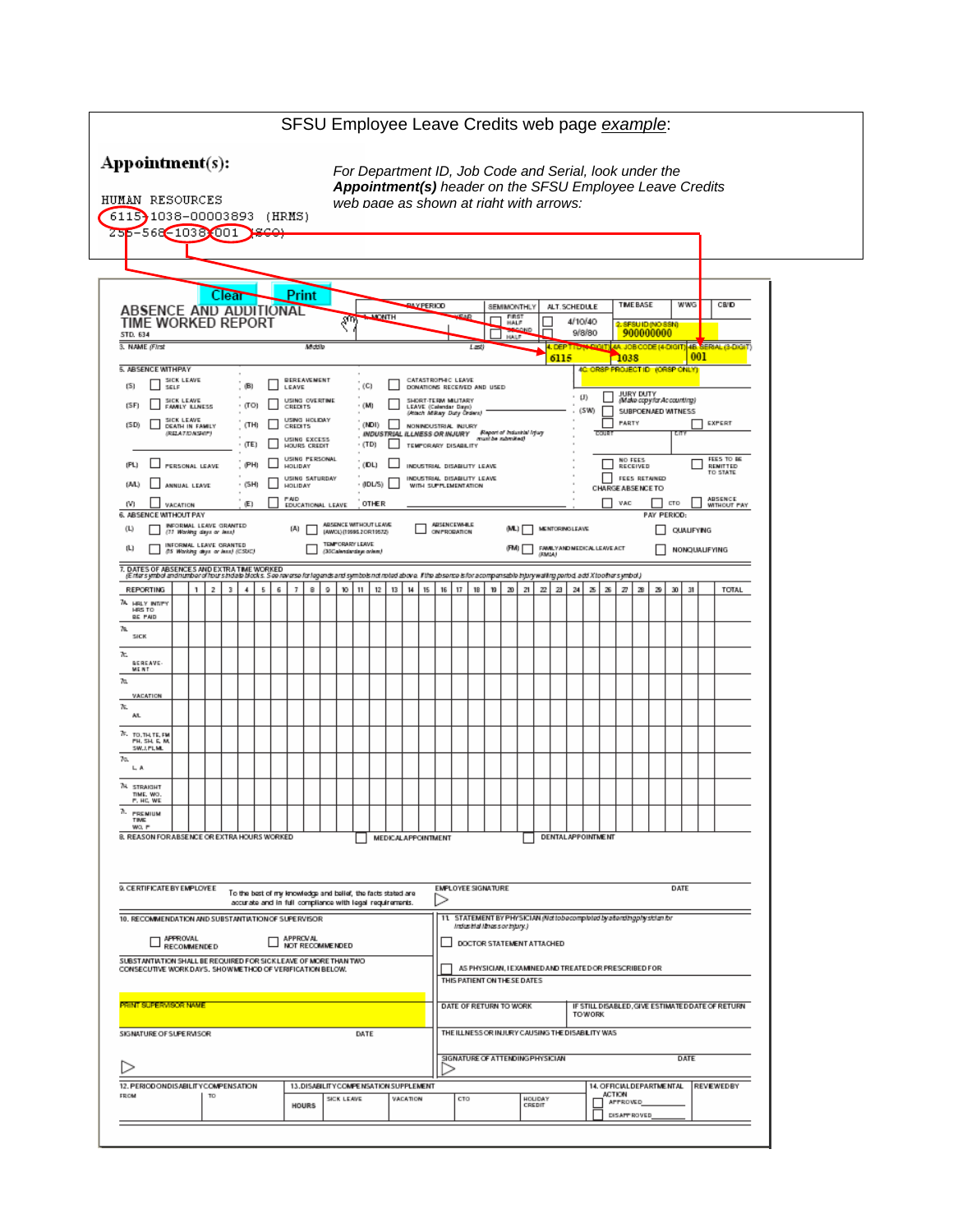SFSU Employee Leave Credits web page *example*:

**Appointment(s):**

*For Department ID, Job Code and Serial, look under the **Appointment(s)** header on the SFSU Employee Leave Credits web page as shown at right with arrows:*

HUMAN RESOURCES
6115-1038-00003893 (HRMS)
255-568-1038-001 (SCO)

Clear Print

**ABSENCE AND ADDITIONAL TIME WORKED REPORT**
STD. 634

| PAY PERIOD MONTH | YEAR | SEMIMONTHLY FIRST HALF / SECOND HALF | ALT. SCHEDULE 4/10/40 9/8/80 | TIME BASE | WWG | CBID |
|---|---|---|---|---|---|---|
| | | | | 2. SFSU ID (NO SSN) 900000000 | | |

3. NAME (First Middle Last)

| 4. DEPT ID (4-DIGIT) | 4A. JOB CODE (4-DIGIT) | 4B. SERIAL (3-DIGIT) |
|---|---|---|
| 6115 | 1038 | 001 |

4C. ORSP PROJECT ID (ORSP ONLY)

5. ABSENCE WITH PAY

- (S) SICK LEAVE SELF
- (SF) SICK LEAVE FAMILY ILLNESS
- (SD) SICK LEAVE DEATH IN FAMILY (RELATIONSHIP)
- (PL) PERSONAL LEAVE
- (A/L) ANNUAL LEAVE
- (V) VACATION
- (B) BEREAVEMENT LEAVE
- (TO) USING OVERTIME CREDITS
- (TH) USING HOLIDAY CREDITS
- (TE) USING EXCESS HOURS CREDIT
- (PH) USING PERSONAL HOLIDAY
- (SH) USING SATURDAY HOLIDAY
- (E) PAID EDUCATIONAL LEAVE
- (C) CATASTROPHIC LEAVE DONATIONS RECEIVED AND USED
- (M) SHORT-TERM MILITARY LEAVE (Calendar Days) (Attach Military Duty Orders)
- (NDI) NONINDUSTRIAL INJURY
- INDUSTRIAL ILLNESS OR INJURY (Report of Industrial Injury must be submitted)
- (TD) TEMPORARY DISABILITY
- (IDL) INDUSTRIAL DISABILITY LEAVE
- (IDL/S) INDUSTRIAL DISABILITY LEAVE WITH SUPPLEMENTATION
- OTHER
- (J) JURY DUTY (Make copy for Accounting)
- (SW) SUBPOENAED WITNESS
- PARTY
- EXPERT
- COURT
- CITY
- NO FEES RECEIVED
- FEES TO BE REMITTED TO STATE
- FEES RETAINED
- CHARGE ABSENCE TO: VAC / CTO / ABSENCE WITHOUT PAY

6. ABSENCE WITHOUT PAY

- (L) INFORMAL LEAVE GRANTED (11 Working days or less)
- (L) INFORMAL LEAVE GRANTED (15 Working days or less) (CSUC)
- (A) ABSENCE WITHOUT LEAVE (AWOL) (19996.2 OR 19572)
- TEMPORARY LEAVE (30 Calendar days or less)
- ABSENCE WHILE ON PROBATION
- (ML) MENTORING LEAVE
- (FM) FAMILY AND MEDICAL LEAVE ACT (FMLA)
- PAY PERIOD: QUALIFYING / NONQUALIFYING

7. DATES OF ABSENCES AND EXTRA TIME WORKED
(Enter symbol and number of hours in date blocks. See reverse for legends and symbols not noted above. If the absence is for a compensable injury waiting period, add X to other symbol.)

| REPORTING | 1 | 2 | 3 | 4 | 5 | 6 | 7 | 8 | 9 | 10 | 11 | 12 | 13 | 14 | 15 | 16 | 17 | 18 | 19 | 20 | 21 | 22 | 23 | 24 | 25 | 26 | 27 | 28 | 29 | 30 | 31 | TOTAL |
|---|---|---|---|---|---|---|---|---|---|---|---|---|---|---|---|---|---|---|---|---|---|---|---|---|---|---|---|---|---|---|---|---|
| 7A. HRLY INTPY HRS TO BE PAID | | | | | | | | | | | | | | | | | | | | | | | | | | | | | | | | |
| 7B. SICK | | | | | | | | | | | | | | | | | | | | | | | | | | | | | | | | |
| 7C. BEREAVEMENT | | | | | | | | | | | | | | | | | | | | | | | | | | | | | | | | |
| 7D. VACATION | | | | | | | | | | | | | | | | | | | | | | | | | | | | | | | | |
| 7E. A/L | | | | | | | | | | | | | | | | | | | | | | | | | | | | | | | | |
| 7F. TO, TH, TE, FM, PH, SH, E, M, SW, J, PL, ML | | | | | | | | | | | | | | | | | | | | | | | | | | | | | | | | |
| 7G. L A | | | | | | | | | | | | | | | | | | | | | | | | | | | | | | | | |
| 7H. STRAIGHT TIME, WO, F, HC, WE | | | | | | | | | | | | | | | | | | | | | | | | | | | | | | | | |
| 7I. PREMIUM TIME WO, F | | | | | | | | | | | | | | | | | | | | | | | | | | | | | | | | |

8. REASON FOR ABSENCE OR EXTRA HOURS WORKED — MEDICAL APPOINTMENT — DENTAL APPOINTMENT

9. CERTIFICATE BY EMPLOYEE
To the best of my knowledge and belief, the facts stated are accurate and in full compliance with legal requirements.
EMPLOYEE SIGNATURE DATE

10. RECOMMENDATION AND SUBSTANTIATION OF SUPERVISOR
APPROVAL RECOMMENDED — APPROVAL NOT RECOMMENDED

SUBSTANTIATION SHALL BE REQUIRED FOR SICK LEAVE OF MORE THAN TWO CONSECUTIVE WORK DAYS. SHOW METHOD OF VERIFICATION BELOW.

PRINT SUPERVISOR NAME

SIGNATURE OF SUPERVISOR DATE

11. STATEMENT BY PHYSICIAN (Not to be completed by attending physician for industrial illness or injury.)
DOCTOR STATEMENT ATTACHED
AS PHYSICIAN, I EXAMINED AND TREATED OR PRESCRIBED FOR THIS PATIENT ON THESE DATES
DATE OF RETURN TO WORK — IF STILL DISABLED, GIVE ESTIMATED DATE OF RETURN TO WORK
THE ILLNESS OR INJURY CAUSING THE DISABILITY WAS
SIGNATURE OF ATTENDING PHYSICIAN DATE

12. PERIOD ON DISABILITY COMPENSATION FROM TO

13. DISABILITY COMPENSATION SUPPLEMENT — HOURS — SICK LEAVE — VACATION — CTO — HOLIDAY CREDIT

14. OFFICIAL DEPARTMENTAL ACTION — APPROVED — DISAPPROVED

REVIEWED BY